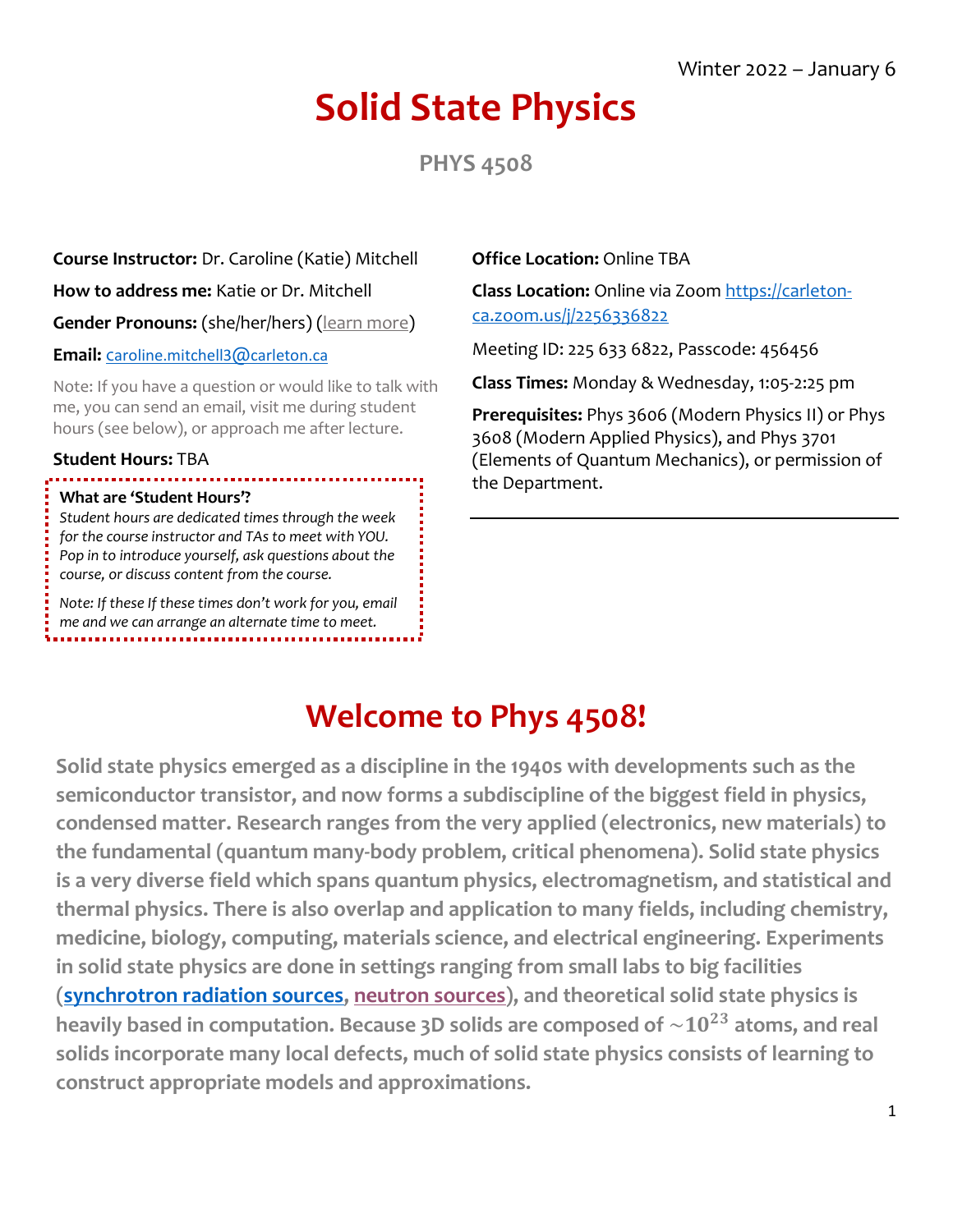Winter 2022 – January 6

# Solid State Physics

## PHYS 4508

**Course Instructor:** Dr. Caroline (Katie) Mitchell

**How to address me:** Katie or Dr. Mitchell

**Gender Pronouns:** (she/her/hers) (learn more)

**Email:** caroline.mitchell3@carleton.ca

Note: If you have a question or would like to talk with me, you can send an email, visit me during student hours (see below), or approach me after lecture.

**Student Hours:** TBA

> **What are 'Student Hours'?**
> *Student hours are dedicated times through the week for the course instructor and TAs to meet with YOU. Pop in to introduce yourself, ask questions about the course, or discuss content from the course.*
>
> *Note: If these If these times don't work for you, email me and we can arrange an alternate time to meet.*

**Office Location:** Online TBA

**Class Location:** Online via Zoom https://carleton-ca.zoom.us/j/2256336822

Meeting ID: 225 633 6822, Passcode: 456456

**Class Times:** Monday & Wednesday, 1:05-2:25 pm

**Prerequisites:** Phys 3606 (Modern Physics II) or Phys 3608 (Modern Applied Physics), and Phys 3701 (Elements of Quantum Mechanics), or permission of the Department.

# Welcome to Phys 4508!

**Solid state physics emerged as a discipline in the 1940s with developments such as the semiconductor transistor, and now forms a subdiscipline of the biggest field in physics, condensed matter. Research ranges from the very applied (electronics, new materials) to the fundamental (quantum many-body problem, critical phenomena). Solid state physics is a very diverse field which spans quantum physics, electromagnetism, and statistical and thermal physics. There is also overlap and application to many fields, including chemistry, medicine, biology, computing, materials science, and electrical engineering. Experiments in solid state physics are done in settings ranging from small labs to big facilities (synchrotron radiation sources, neutron sources), and theoretical solid state physics is heavily based in computation. Because 3D solids are composed of $\sim 10^{23}$ atoms, and real solids incorporate many local defects, much of solid state physics consists of learning to construct appropriate models and approximations.**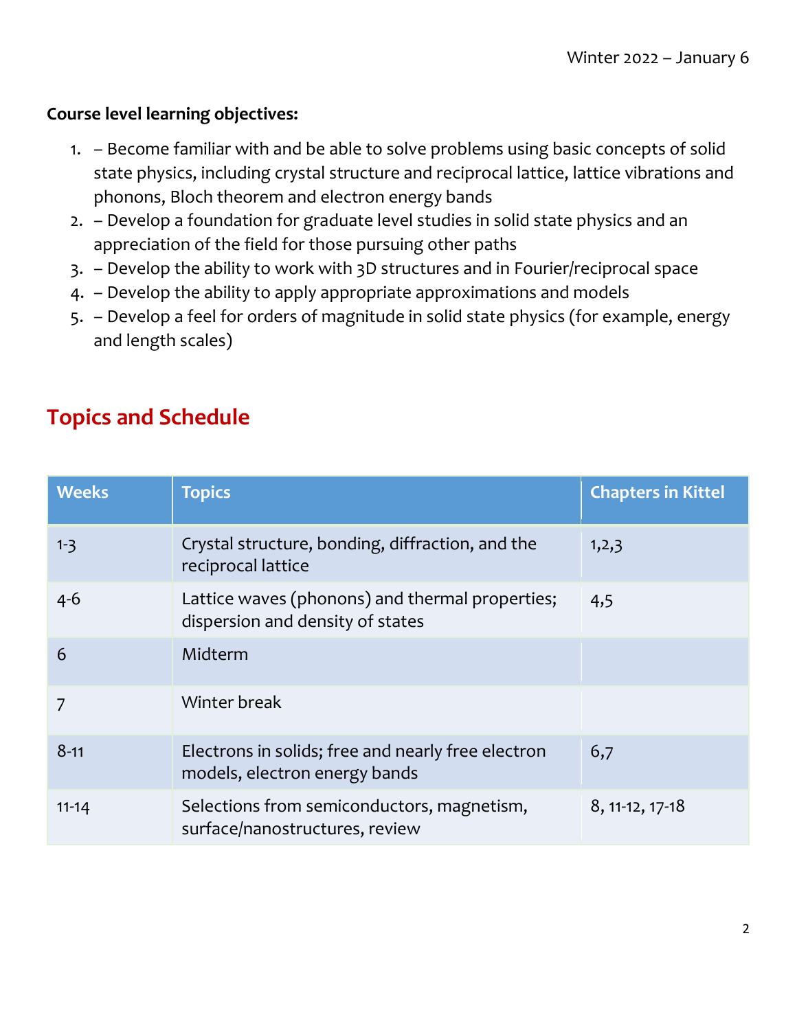Winter 2022 – January 6

**Course level learning objectives:**

1. – Become familiar with and be able to solve problems using basic concepts of solid state physics, including crystal structure and reciprocal lattice, lattice vibrations and phonons, Bloch theorem and electron energy bands
2. – Develop a foundation for graduate level studies in solid state physics and an appreciation of the field for those pursuing other paths
3. – Develop the ability to work with 3D structures and in Fourier/reciprocal space
4. – Develop the ability to apply appropriate approximations and models
5. – Develop a feel for orders of magnitude in solid state physics (for example, energy and length scales)

## Topics and Schedule

| Weeks | Topics | Chapters in Kittel |
|---|---|---|
| 1-3 | Crystal structure, bonding, diffraction, and the reciprocal lattice | 1,2,3 |
| 4-6 | Lattice waves (phonons) and thermal properties; dispersion and density of states | 4,5 |
| 6 | Midterm | |
| 7 | Winter break | |
| 8-11 | Electrons in solids; free and nearly free electron models, electron energy bands | 6,7 |
| 11-14 | Selections from semiconductors, magnetism, surface/nanostructures, review | 8, 11-12, 17-18 |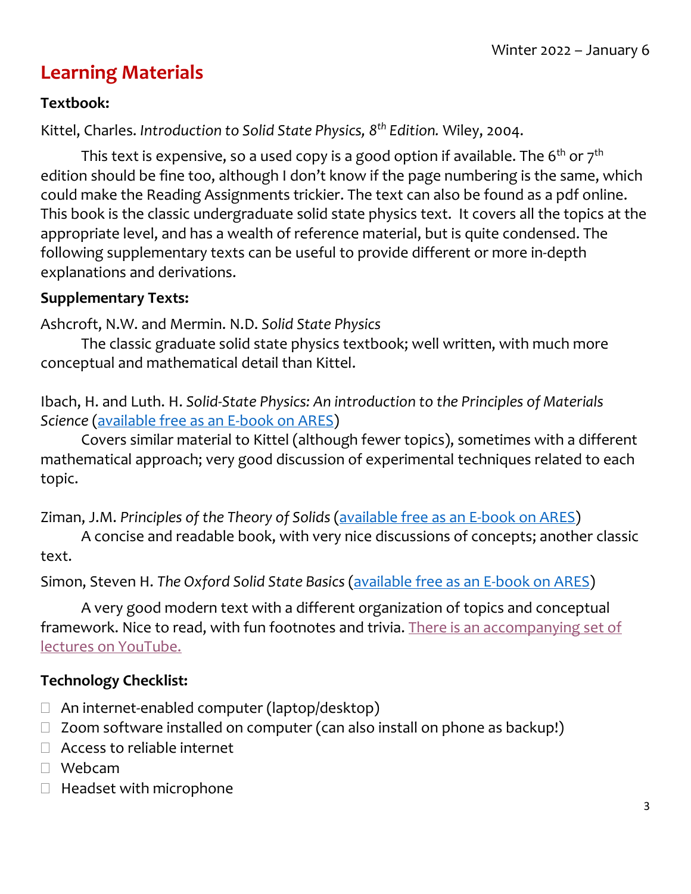Winter 2022 – January 6

# Learning Materials

**Textbook:**

Kittel, Charles. *Introduction to Solid State Physics, 8th Edition.* Wiley, 2004.

This text is expensive, so a used copy is a good option if available. The 6th or 7th edition should be fine too, although I don't know if the page numbering is the same, which could make the Reading Assignments trickier. The text can also be found as a pdf online. This book is the classic undergraduate solid state physics text. It covers all the topics at the appropriate level, and has a wealth of reference material, but is quite condensed. The following supplementary texts can be useful to provide different or more in-depth explanations and derivations.

**Supplementary Texts:**

Ashcroft, N.W. and Mermin. N.D. *Solid State Physics*

The classic graduate solid state physics textbook; well written, with much more conceptual and mathematical detail than Kittel.

Ibach, H. and Luth. H. *Solid-State Physics: An introduction to the Principles of Materials Science* (available free as an E-book on ARES)

Covers similar material to Kittel (although fewer topics), sometimes with a different mathematical approach; very good discussion of experimental techniques related to each topic.

Ziman, J.M. *Principles of the Theory of Solids* (available free as an E-book on ARES)

A concise and readable book, with very nice discussions of concepts; another classic text.

Simon, Steven H. *The Oxford Solid State Basics* (available free as an E-book on ARES)

A very good modern text with a different organization of topics and conceptual framework. Nice to read, with fun footnotes and trivia. There is an accompanying set of lectures on YouTube.

**Technology Checklist:**

- ☐ An internet-enabled computer (laptop/desktop)
- ☐ Zoom software installed on computer (can also install on phone as backup!)
- ☐ Access to reliable internet
- ☐ Webcam
- ☐ Headset with microphone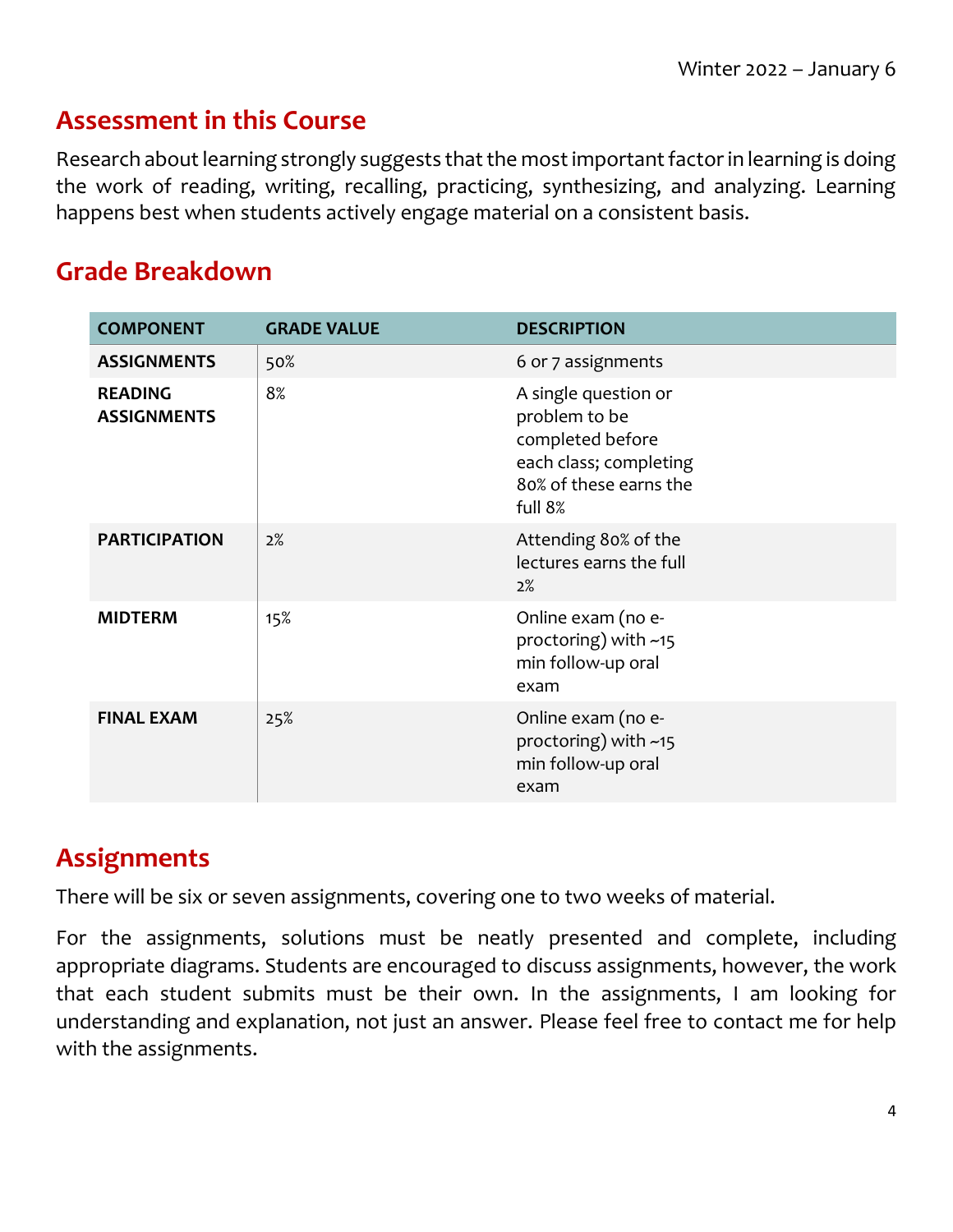## Assessment in this Course

Research about learning strongly suggests that the most important factor in learning is doing the work of reading, writing, recalling, practicing, synthesizing, and analyzing. Learning happens best when students actively engage material on a consistent basis.

## Grade Breakdown

| COMPONENT | GRADE VALUE | DESCRIPTION |
|---|---|---|
| **ASSIGNMENTS** | 50% | 6 or 7 assignments |
| **READING ASSIGNMENTS** | 8% | A single question or problem to be completed before each class; completing 80% of these earns the full 8% |
| **PARTICIPATION** | 2% | Attending 80% of the lectures earns the full 2% |
| **MIDTERM** | 15% | Online exam (no e-proctoring) with ~15 min follow-up oral exam |
| **FINAL EXAM** | 25% | Online exam (no e-proctoring) with ~15 min follow-up oral exam |

## Assignments

There will be six or seven assignments, covering one to two weeks of material.

For the assignments, solutions must be neatly presented and complete, including appropriate diagrams. Students are encouraged to discuss assignments, however, the work that each student submits must be their own. In the assignments, I am looking for understanding and explanation, not just an answer. Please feel free to contact me for help with the assignments.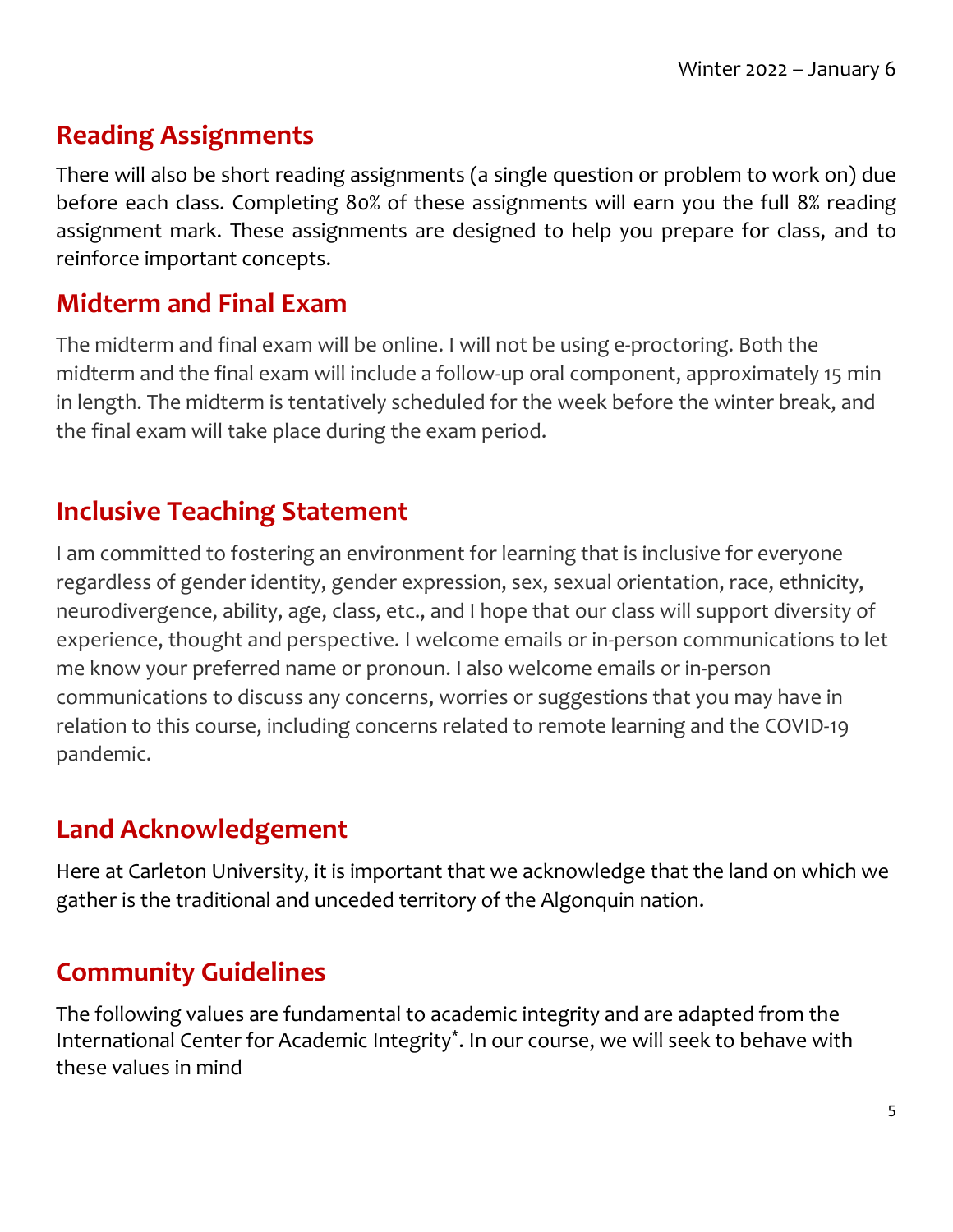## Reading Assignments

There will also be short reading assignments (a single question or problem to work on) due before each class. Completing 80% of these assignments will earn you the full 8% reading assignment mark. These assignments are designed to help you prepare for class, and to reinforce important concepts.

## Midterm and Final Exam

The midterm and final exam will be online. I will not be using e-proctoring. Both the midterm and the final exam will include a follow-up oral component, approximately 15 min in length. The midterm is tentatively scheduled for the week before the winter break, and the final exam will take place during the exam period.

## Inclusive Teaching Statement

I am committed to fostering an environment for learning that is inclusive for everyone regardless of gender identity, gender expression, sex, sexual orientation, race, ethnicity, neurodivergence, ability, age, class, etc., and I hope that our class will support diversity of experience, thought and perspective. I welcome emails or in-person communications to let me know your preferred name or pronoun. I also welcome emails or in-person communications to discuss any concerns, worries or suggestions that you may have in relation to this course, including concerns related to remote learning and the COVID-19 pandemic.

## Land Acknowledgement

Here at Carleton University, it is important that we acknowledge that the land on which we gather is the traditional and unceded territory of the Algonquin nation.

## Community Guidelines

The following values are fundamental to academic integrity and are adapted from the International Center for Academic Integrity*. In our course, we will seek to behave with these values in mind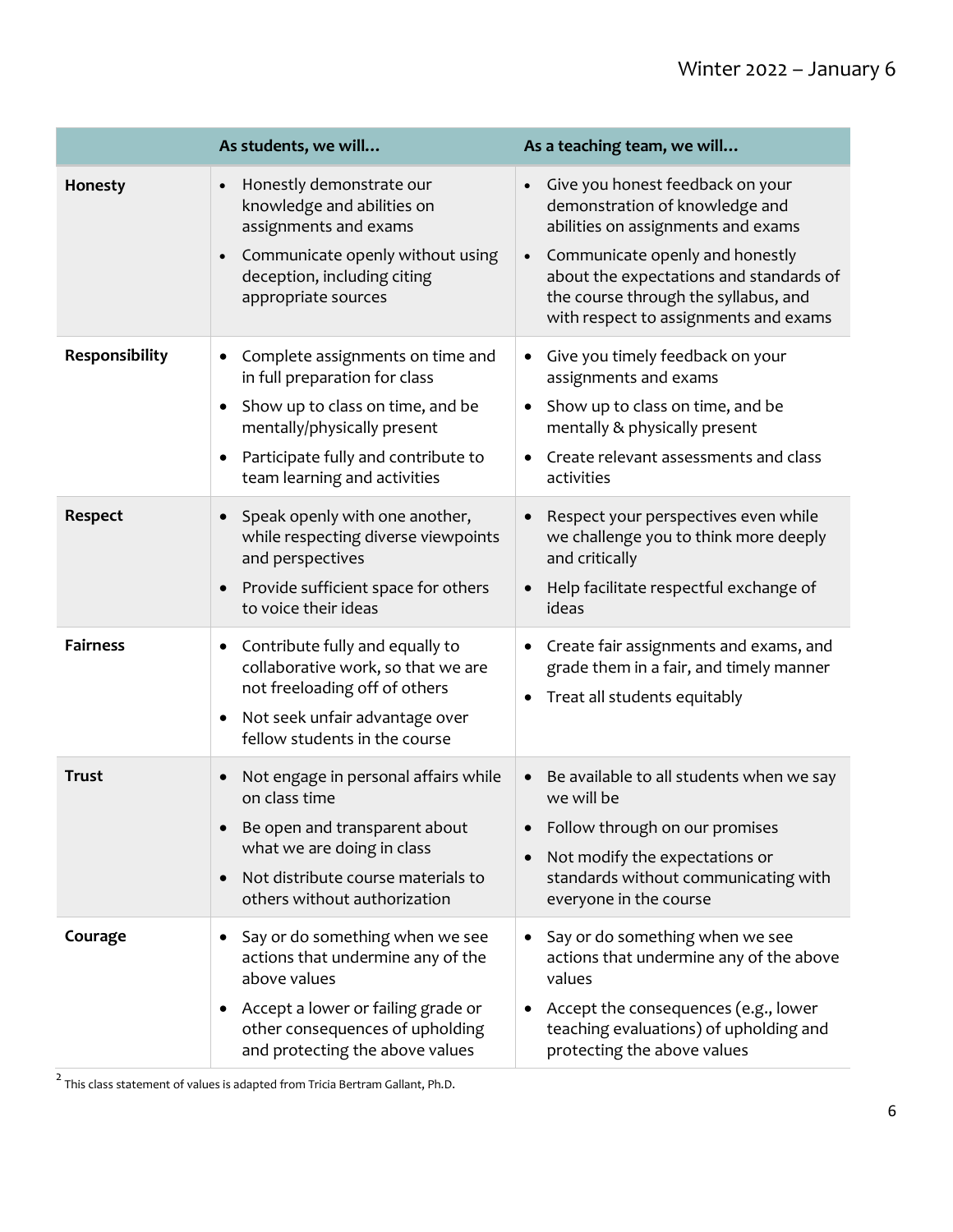| | As students, we will… | As a teaching team, we will… |
|---|---|---|
| **Honesty** | • Honestly demonstrate our knowledge and abilities on assignments and exams<br>• Communicate openly without using deception, including citing appropriate sources | • Give you honest feedback on your demonstration of knowledge and abilities on assignments and exams<br>• Communicate openly and honestly about the expectations and standards of the course through the syllabus, and with respect to assignments and exams |
| **Responsibility** | • Complete assignments on time and in full preparation for class<br>• Show up to class on time, and be mentally/physically present<br>• Participate fully and contribute to team learning and activities | • Give you timely feedback on your assignments and exams<br>• Show up to class on time, and be mentally & physically present<br>• Create relevant assessments and class activities |
| **Respect** | • Speak openly with one another, while respecting diverse viewpoints and perspectives<br>• Provide sufficient space for others to voice their ideas | • Respect your perspectives even while we challenge you to think more deeply and critically<br>• Help facilitate respectful exchange of ideas |
| **Fairness** | • Contribute fully and equally to collaborative work, so that we are not freeloading off of others<br>• Not seek unfair advantage over fellow students in the course | • Create fair assignments and exams, and grade them in a fair, and timely manner<br>• Treat all students equitably |
| **Trust** | • Not engage in personal affairs while on class time<br>• Be open and transparent about what we are doing in class<br>• Not distribute course materials to others without authorization | • Be available to all students when we say we will be<br>• Follow through on our promises<br>• Not modify the expectations or standards without communicating with everyone in the course |
| **Courage** | • Say or do something when we see actions that undermine any of the above values<br>• Accept a lower or failing grade or other consequences of upholding and protecting the above values | • Say or do something when we see actions that undermine any of the above values<br>• Accept the consequences (e.g., lower teaching evaluations) of upholding and protecting the above values |

[2] This class statement of values is adapted from Tricia Bertram Gallant, Ph.D.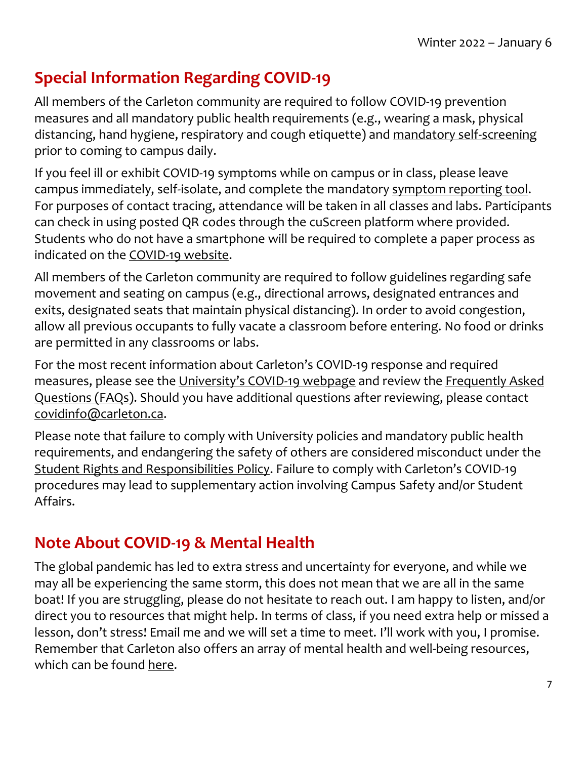## Special Information Regarding COVID-19

All members of the Carleton community are required to follow COVID-19 prevention measures and all mandatory public health requirements (e.g., wearing a mask, physical distancing, hand hygiene, respiratory and cough etiquette) and mandatory self-screening prior to coming to campus daily.

If you feel ill or exhibit COVID-19 symptoms while on campus or in class, please leave campus immediately, self-isolate, and complete the mandatory symptom reporting tool. For purposes of contact tracing, attendance will be taken in all classes and labs. Participants can check in using posted QR codes through the cuScreen platform where provided. Students who do not have a smartphone will be required to complete a paper process as indicated on the COVID-19 website.

All members of the Carleton community are required to follow guidelines regarding safe movement and seating on campus (e.g., directional arrows, designated entrances and exits, designated seats that maintain physical distancing). In order to avoid congestion, allow all previous occupants to fully vacate a classroom before entering. No food or drinks are permitted in any classrooms or labs.

For the most recent information about Carleton's COVID-19 response and required measures, please see the University's COVID-19 webpage and review the Frequently Asked Questions (FAQs). Should you have additional questions after reviewing, please contact covidinfo@carleton.ca.

Please note that failure to comply with University policies and mandatory public health requirements, and endangering the safety of others are considered misconduct under the Student Rights and Responsibilities Policy. Failure to comply with Carleton's COVID-19 procedures may lead to supplementary action involving Campus Safety and/or Student Affairs.

## Note About COVID-19 & Mental Health

The global pandemic has led to extra stress and uncertainty for everyone, and while we may all be experiencing the same storm, this does not mean that we are all in the same boat! If you are struggling, please do not hesitate to reach out. I am happy to listen, and/or direct you to resources that might help. In terms of class, if you need extra help or missed a lesson, don't stress! Email me and we will set a time to meet. I'll work with you, I promise. Remember that Carleton also offers an array of mental health and well-being resources, which can be found here.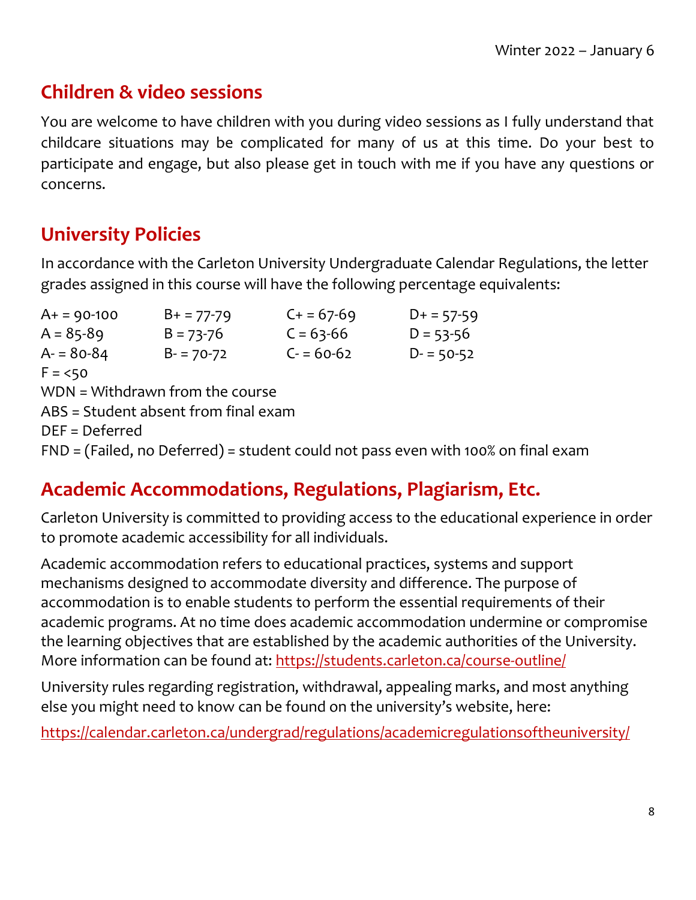## Children & video sessions

You are welcome to have children with you during video sessions as I fully understand that childcare situations may be complicated for many of us at this time. Do your best to participate and engage, but also please get in touch with me if you have any questions or concerns.

## University Policies

In accordance with the Carleton University Undergraduate Calendar Regulations, the letter grades assigned in this course will have the following percentage equivalents:

| | | | |
|---|---|---|---|
| A+ = 90-100 | B+ = 77-79 | C+ = 67-69 | D+ = 57-59 |
| A = 85-89 | B = 73-76 | C = 63-66 | D = 53-56 |
| A- = 80-84 | B- = 70-72 | C- = 60-62 | D- = 50-52 |

F = <50
WDN = Withdrawn from the course
ABS = Student absent from final exam
DEF = Deferred
FND = (Failed, no Deferred) = student could not pass even with 100% on final exam

## Academic Accommodations, Regulations, Plagiarism, Etc.

Carleton University is committed to providing access to the educational experience in order to promote academic accessibility for all individuals.

Academic accommodation refers to educational practices, systems and support mechanisms designed to accommodate diversity and difference. The purpose of accommodation is to enable students to perform the essential requirements of their academic programs. At no time does academic accommodation undermine or compromise the learning objectives that are established by the academic authorities of the University. More information can be found at: https://students.carleton.ca/course-outline/

University rules regarding registration, withdrawal, appealing marks, and most anything else you might need to know can be found on the university's website, here:

https://calendar.carleton.ca/undergrad/regulations/academicregulationsoftheuniversity/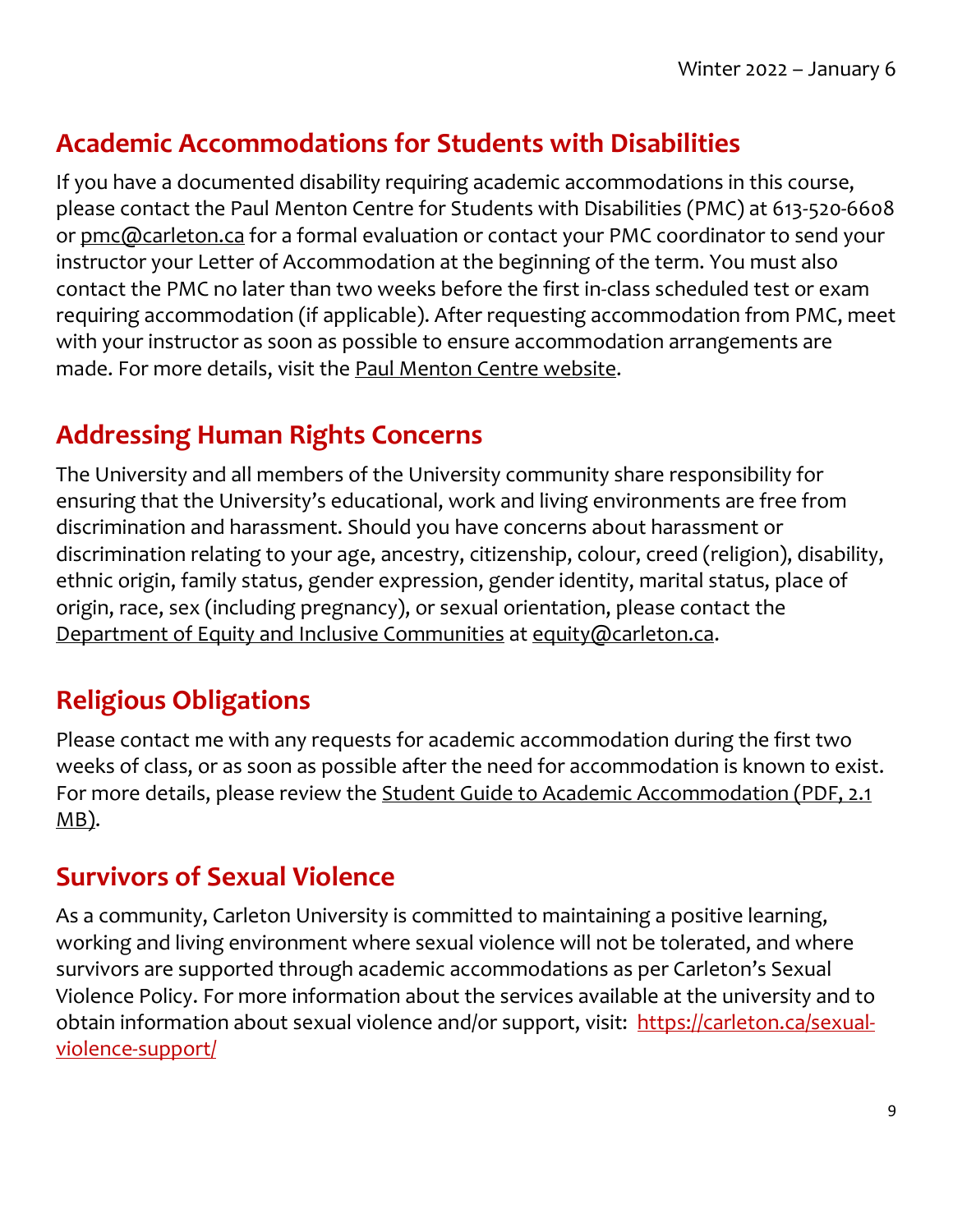## Academic Accommodations for Students with Disabilities

If you have a documented disability requiring academic accommodations in this course, please contact the Paul Menton Centre for Students with Disabilities (PMC) at 613-520-6608 or pmc@carleton.ca for a formal evaluation or contact your PMC coordinator to send your instructor your Letter of Accommodation at the beginning of the term. You must also contact the PMC no later than two weeks before the first in-class scheduled test or exam requiring accommodation (if applicable). After requesting accommodation from PMC, meet with your instructor as soon as possible to ensure accommodation arrangements are made. For more details, visit the Paul Menton Centre website.

## Addressing Human Rights Concerns

The University and all members of the University community share responsibility for ensuring that the University's educational, work and living environments are free from discrimination and harassment. Should you have concerns about harassment or discrimination relating to your age, ancestry, citizenship, colour, creed (religion), disability, ethnic origin, family status, gender expression, gender identity, marital status, place of origin, race, sex (including pregnancy), or sexual orientation, please contact the Department of Equity and Inclusive Communities at equity@carleton.ca.

## Religious Obligations

Please contact me with any requests for academic accommodation during the first two weeks of class, or as soon as possible after the need for accommodation is known to exist. For more details, please review the Student Guide to Academic Accommodation (PDF, 2.1 MB).

## Survivors of Sexual Violence

As a community, Carleton University is committed to maintaining a positive learning, working and living environment where sexual violence will not be tolerated, and where survivors are supported through academic accommodations as per Carleton's Sexual Violence Policy. For more information about the services available at the university and to obtain information about sexual violence and/or support, visit: https://carleton.ca/sexual-violence-support/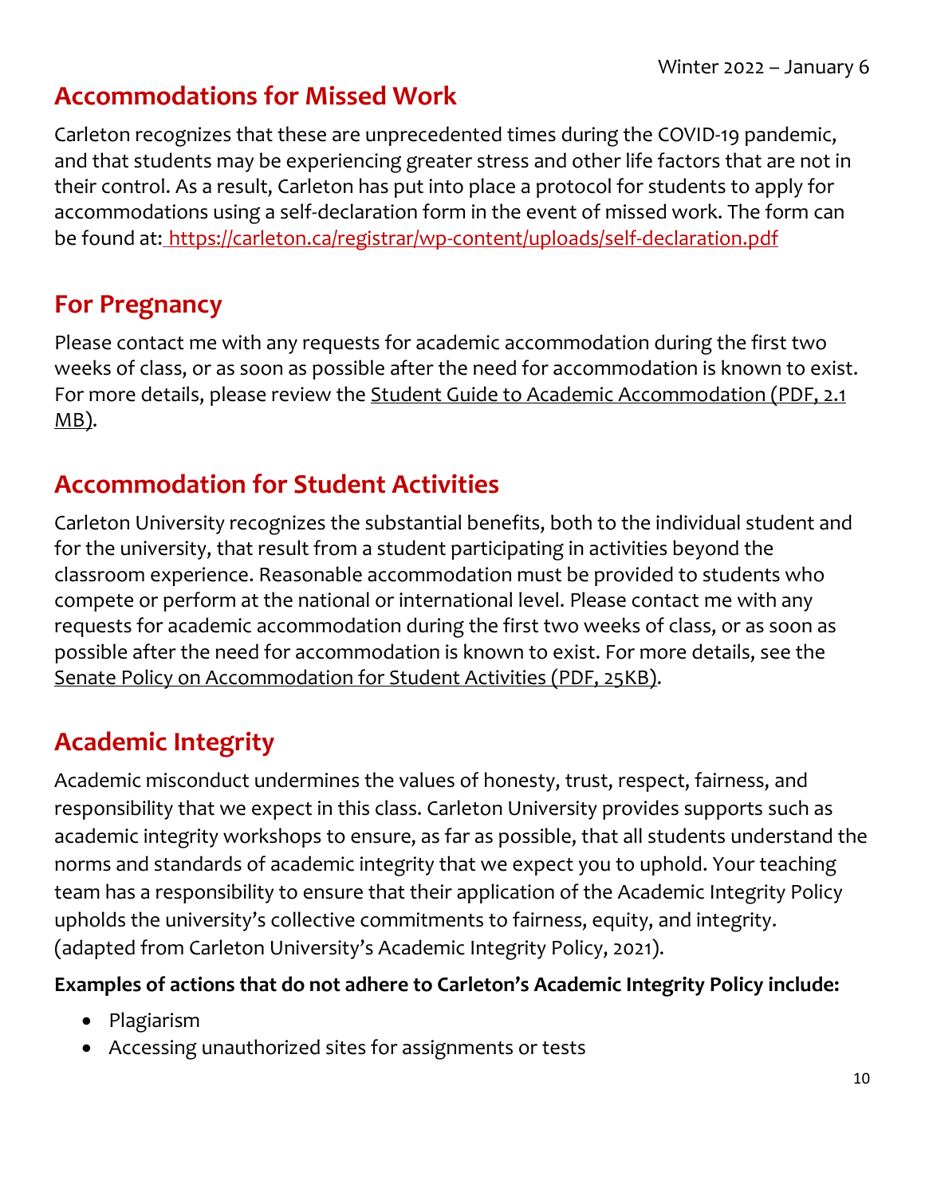## Accommodations for Missed Work

Carleton recognizes that these are unprecedented times during the COVID-19 pandemic, and that students may be experiencing greater stress and other life factors that are not in their control. As a result, Carleton has put into place a protocol for students to apply for accommodations using a self-declaration form in the event of missed work. The form can be found at: https://carleton.ca/registrar/wp-content/uploads/self-declaration.pdf

## For Pregnancy

Please contact me with any requests for academic accommodation during the first two weeks of class, or as soon as possible after the need for accommodation is known to exist. For more details, please review the Student Guide to Academic Accommodation (PDF, 2.1 MB).

## Accommodation for Student Activities

Carleton University recognizes the substantial benefits, both to the individual student and for the university, that result from a student participating in activities beyond the classroom experience. Reasonable accommodation must be provided to students who compete or perform at the national or international level. Please contact me with any requests for academic accommodation during the first two weeks of class, or as soon as possible after the need for accommodation is known to exist. For more details, see the Senate Policy on Accommodation for Student Activities (PDF, 25KB).

## Academic Integrity

Academic misconduct undermines the values of honesty, trust, respect, fairness, and responsibility that we expect in this class. Carleton University provides supports such as academic integrity workshops to ensure, as far as possible, that all students understand the norms and standards of academic integrity that we expect you to uphold. Your teaching team has a responsibility to ensure that their application of the Academic Integrity Policy upholds the university's collective commitments to fairness, equity, and integrity. (adapted from Carleton University's Academic Integrity Policy, 2021).

**Examples of actions that do not adhere to Carleton's Academic Integrity Policy include:**

- Plagiarism
- Accessing unauthorized sites for assignments or tests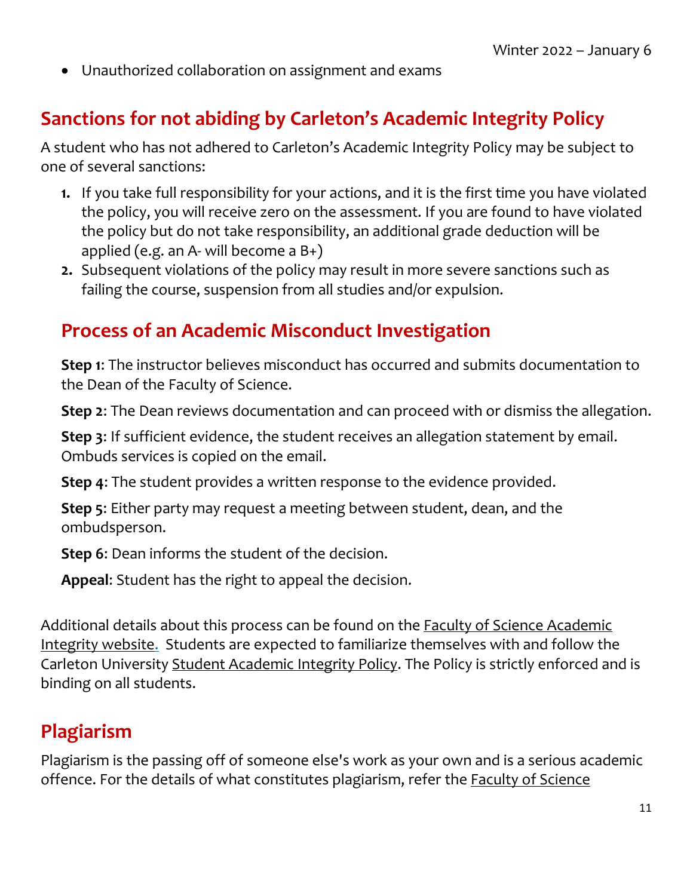- Unauthorized collaboration on assignment and exams

## Sanctions for not abiding by Carleton's Academic Integrity Policy

A student who has not adhered to Carleton's Academic Integrity Policy may be subject to one of several sanctions:

1. If you take full responsibility for your actions, and it is the first time you have violated the policy, you will receive zero on the assessment. If you are found to have violated the policy but do not take responsibility, an additional grade deduction will be applied (e.g. an A- will become a B+)
2. Subsequent violations of the policy may result in more severe sanctions such as failing the course, suspension from all studies and/or expulsion.

### Process of an Academic Misconduct Investigation

**Step 1**: The instructor believes misconduct has occurred and submits documentation to the Dean of the Faculty of Science.

**Step 2**: The Dean reviews documentation and can proceed with or dismiss the allegation.

**Step 3**: If sufficient evidence, the student receives an allegation statement by email. Ombuds services is copied on the email.

**Step 4**: The student provides a written response to the evidence provided.

**Step 5**: Either party may request a meeting between student, dean, and the ombudsperson.

**Step 6**: Dean informs the student of the decision.

**Appeal**: Student has the right to appeal the decision.

Additional details about this process can be found on the Faculty of Science Academic Integrity website. Students are expected to familiarize themselves with and follow the Carleton University Student Academic Integrity Policy. The Policy is strictly enforced and is binding on all students.

## Plagiarism

Plagiarism is the passing off of someone else's work as your own and is a serious academic offence. For the details of what constitutes plagiarism, refer the Faculty of Science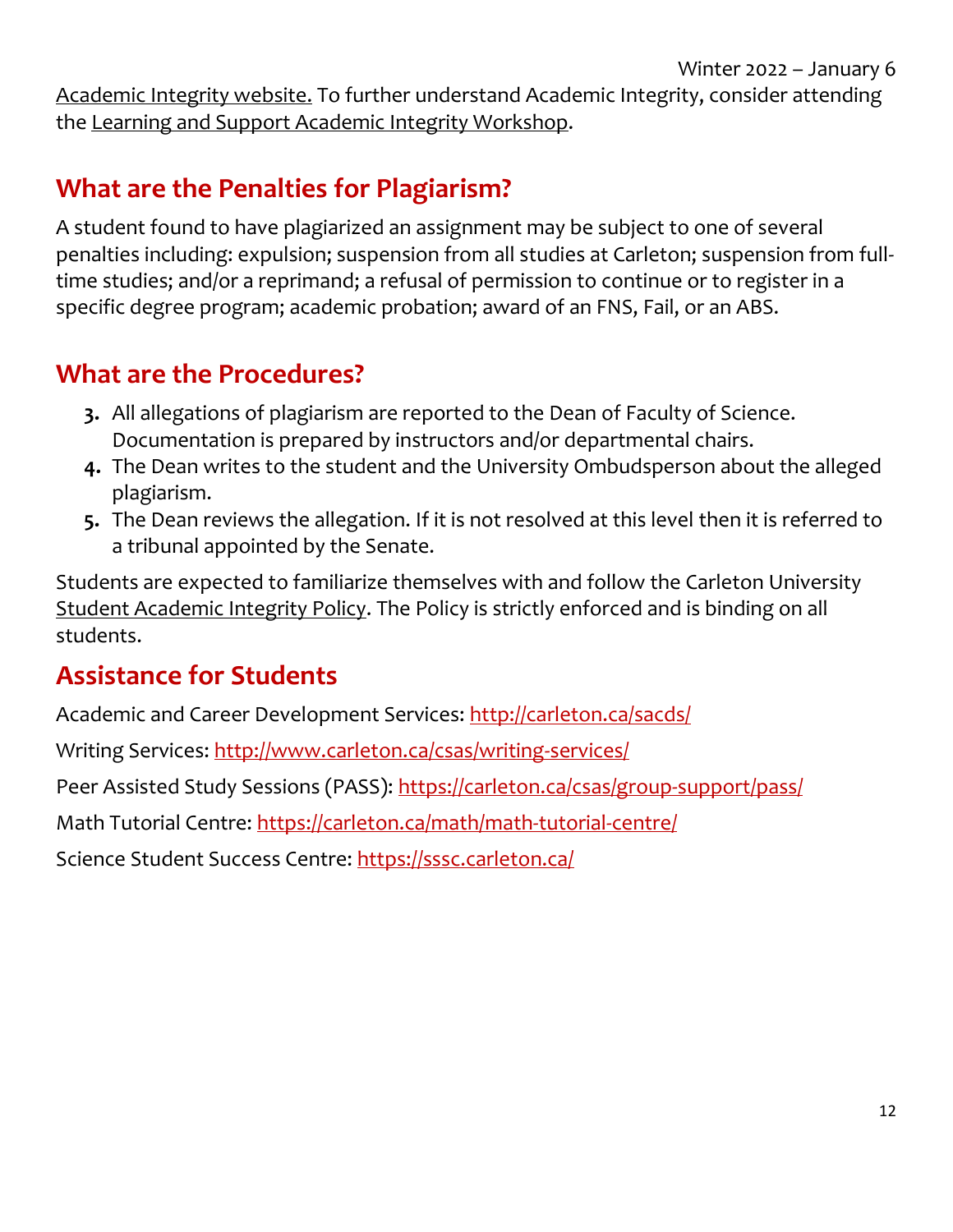Academic Integrity website. To further understand Academic Integrity, consider attending the Learning and Support Academic Integrity Workshop.

## What are the Penalties for Plagiarism?

A student found to have plagiarized an assignment may be subject to one of several penalties including: expulsion; suspension from all studies at Carleton; suspension from full-time studies; and/or a reprimand; a refusal of permission to continue or to register in a specific degree program; academic probation; award of an FNS, Fail, or an ABS.

## What are the Procedures?

3. All allegations of plagiarism are reported to the Dean of Faculty of Science. Documentation is prepared by instructors and/or departmental chairs.
4. The Dean writes to the student and the University Ombudsperson about the alleged plagiarism.
5. The Dean reviews the allegation. If it is not resolved at this level then it is referred to a tribunal appointed by the Senate.

Students are expected to familiarize themselves with and follow the Carleton University Student Academic Integrity Policy. The Policy is strictly enforced and is binding on all students.

## Assistance for Students

Academic and Career Development Services: http://carleton.ca/sacds/

Writing Services: http://www.carleton.ca/csas/writing-services/

Peer Assisted Study Sessions (PASS): https://carleton.ca/csas/group-support/pass/

Math Tutorial Centre: https://carleton.ca/math/math-tutorial-centre/

Science Student Success Centre: https://sssc.carleton.ca/